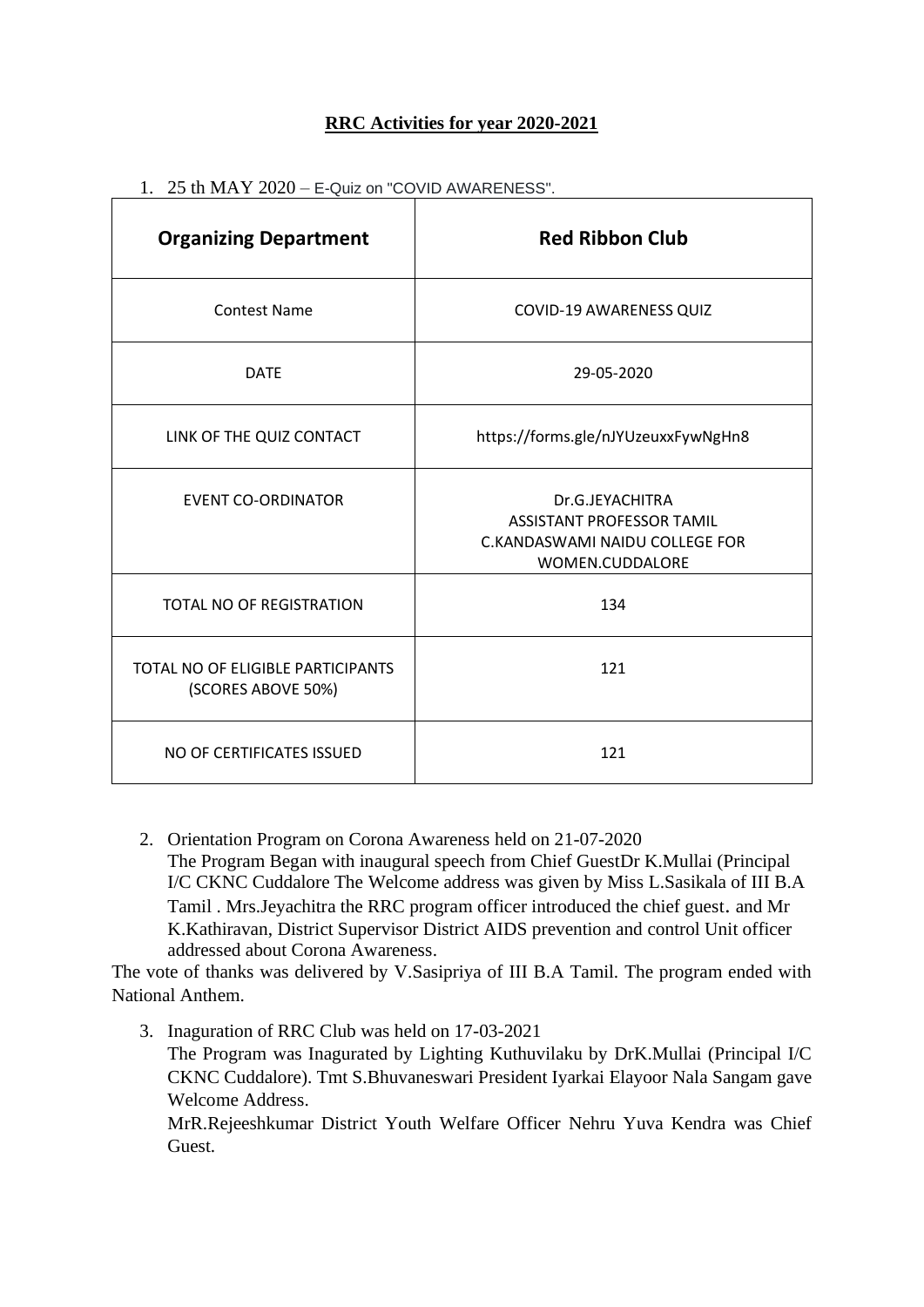# RRC Activities for year 2020-2021

1. 25 th MAY 2020 – E-Quiz on "COVID AWARENESS".

| Organizing Department | Red Ribbon Club |
|---|---|
| Contest Name | COVID-19 AWARENESS QUIZ |
| DATE | 29-05-2020 |
| LINK OF THE QUIZ CONTACT | https://forms.gle/nJYUzeuxxFywNgHn8 |
| EVENT CO-ORDINATOR | Dr.G.JEYACHITRA ASSISTANT PROFESSOR TAMIL C.KANDASWAMI NAIDU COLLEGE FOR WOMEN.CUDDALORE |
| TOTAL NO OF REGISTRATION | 134 |
| TOTAL NO OF ELIGIBLE PARTICIPANTS (SCORES ABOVE 50%) | 121 |
| NO OF CERTIFICATES ISSUED | 121 |

2. Orientation Program on Corona Awareness held on 21-07-2020
   The Program Began with inaugural speech from Chief GuestDr K.Mullai (Principal I/C CKNC Cuddalore The Welcome address was given by Miss L.Sasikala of III B.A Tamil . Mrs.Jeyachitra the RRC program officer introduced the chief guest. and Mr K.Kathiravan, District Supervisor District AIDS prevention and control Unit officer addressed about Corona Awareness.

The vote of thanks was delivered by V.Sasipriya of III B.A Tamil. The program ended with National Anthem.

3. Inaguration of RRC Club was held on 17-03-2021
   The Program was Inagurated by Lighting Kuthuvilaku by DrK.Mullai (Principal I/C CKNC Cuddalore). Tmt S.Bhuvaneswari President Iyarkai Elayoor Nala Sangam gave Welcome Address.
   MrR.Rejeeshkumar District Youth Welfare Officer Nehru Yuva Kendra was Chief Guest.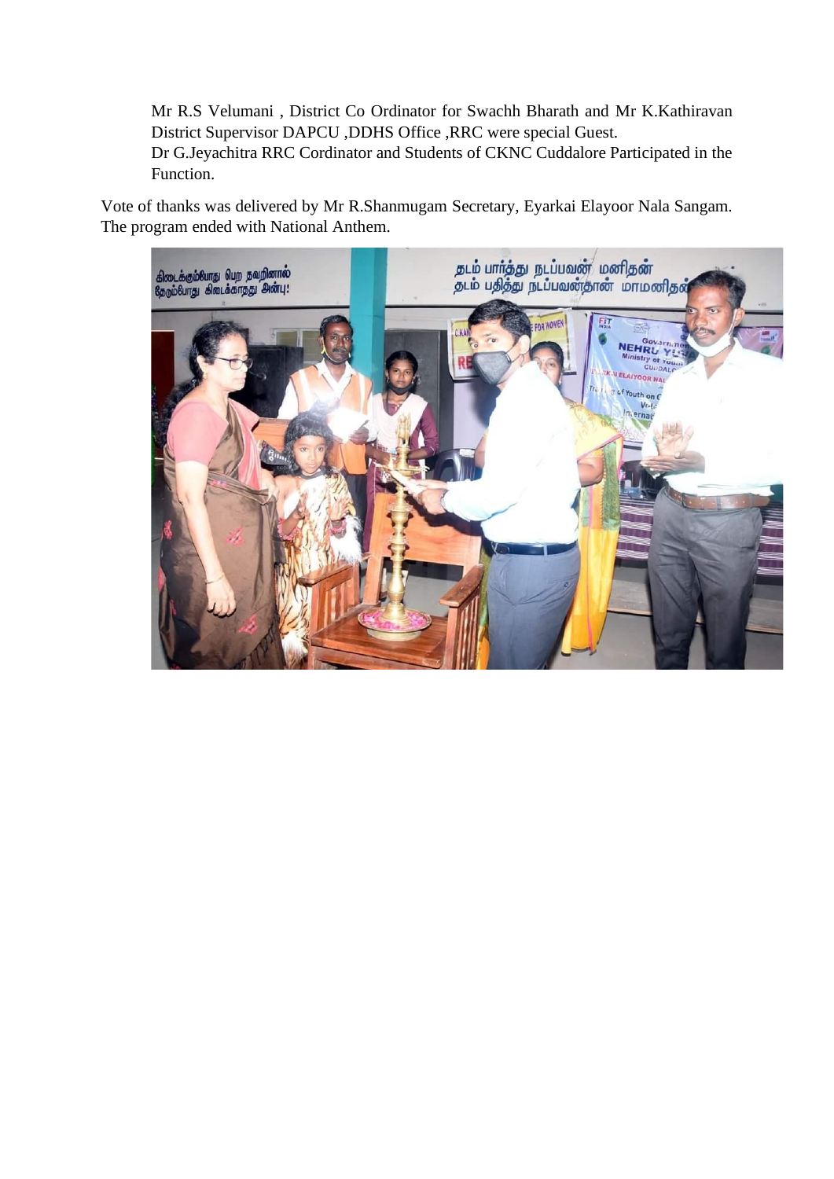Mr R.S Velumani , District Co Ordinator for Swachh Bharath and Mr K.Kathiravan District Supervisor DAPCU ,DDHS Office ,RRC were special Guest.
Dr G.Jeyachitra RRC Cordinator and Students of CKNC Cuddalore Participated in the Function.

Vote of thanks was delivered by Mr R.Shanmugam Secretary, Eyarkai Elayoor Nala Sangam. The program ended with National Anthem.